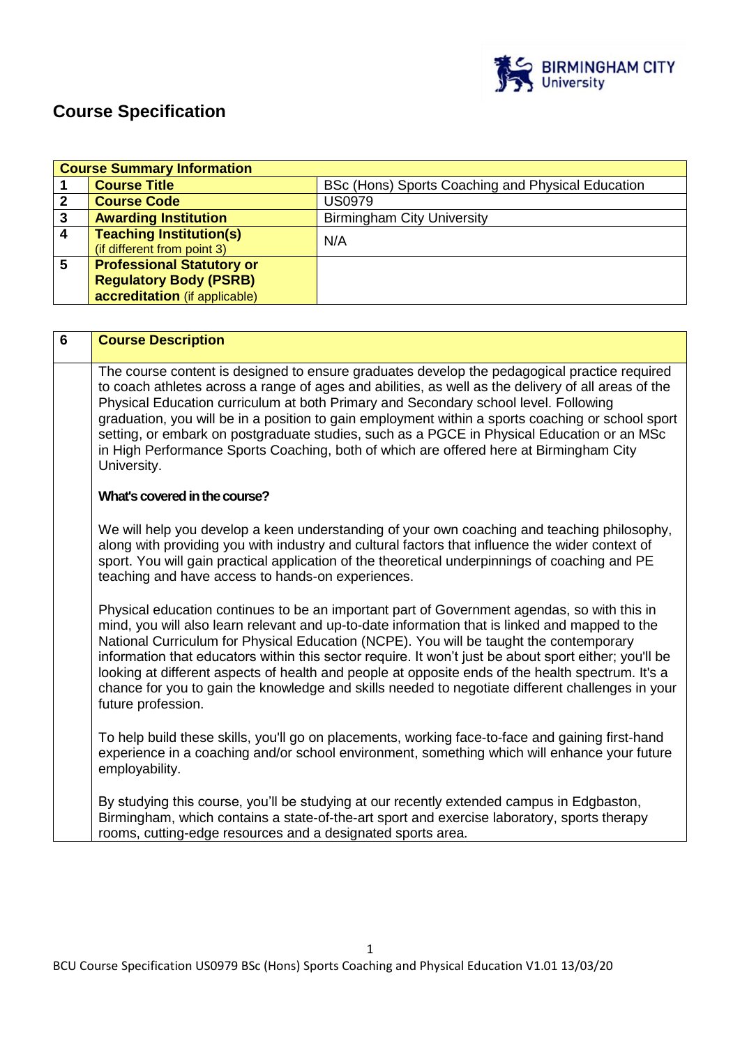# Course Specification

| Course Summary Information | | |
|---|---|---|
| 1 | **Course Title** | BSc (Hons) Sports Coaching and Physical Education |
| 2 | **Course Code** | US0979 |
| 3 | **Awarding Institution** | Birmingham City University |
| 4 | **Teaching Institution(s)** (if different from point 3) | N/A |
| 5 | **Professional Statutory or Regulatory Body (PSRB) accreditation** (if applicable) | |

## 6 Course Description

The course content is designed to ensure graduates develop the pedagogical practice required to coach athletes across a range of ages and abilities, as well as the delivery of all areas of the Physical Education curriculum at both Primary and Secondary school level. Following graduation, you will be in a position to gain employment within a sports coaching or school sport setting, or embark on postgraduate studies, such as a PGCE in Physical Education or an MSc in High Performance Sports Coaching, both of which are offered here at Birmingham City University.

**What's covered in the course?**

We will help you develop a keen understanding of your own coaching and teaching philosophy, along with providing you with industry and cultural factors that influence the wider context of sport. You will gain practical application of the theoretical underpinnings of coaching and PE teaching and have access to hands-on experiences.

Physical education continues to be an important part of Government agendas, so with this in mind, you will also learn relevant and up-to-date information that is linked and mapped to the National Curriculum for Physical Education (NCPE). You will be taught the contemporary information that educators within this sector require. It won't just be about sport either; you'll be looking at different aspects of health and people at opposite ends of the health spectrum. It's a chance for you to gain the knowledge and skills needed to negotiate different challenges in your future profession.

To help build these skills, you'll go on placements, working face-to-face and gaining first-hand experience in a coaching and/or school environment, something which will enhance your future employability.

By studying this course, you'll be studying at our recently extended campus in Edgbaston, Birmingham, which contains a state-of-the-art sport and exercise laboratory, sports therapy rooms, cutting-edge resources and a designated sports area.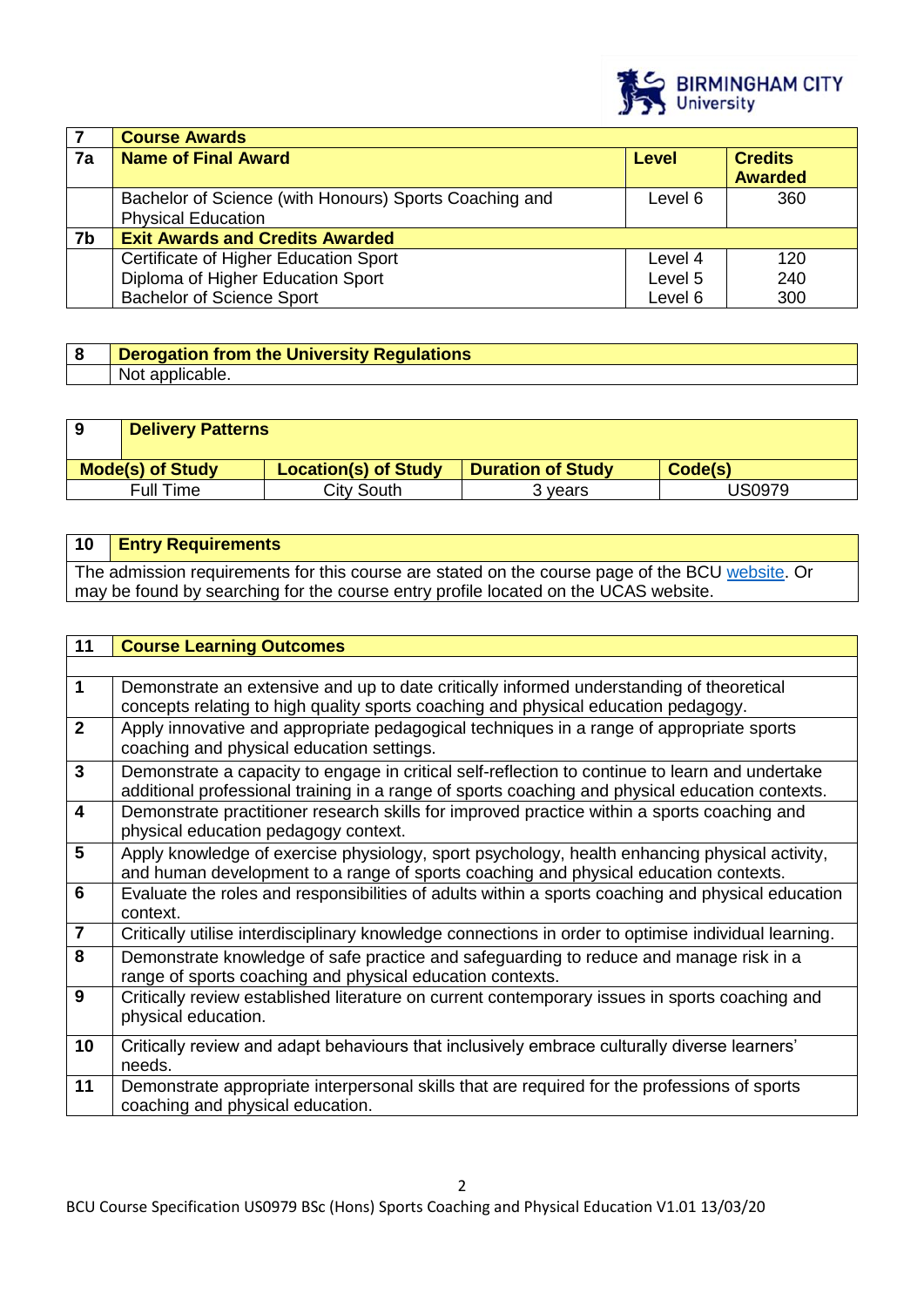| 7 | Course Awards | | |
|---|---|---|---|
| 7a | **Name of Final Award** | **Level** | **Credits Awarded** |
| | Bachelor of Science (with Honours) Sports Coaching and Physical Education | Level 6 | 360 |
| 7b | **Exit Awards and Credits Awarded** | | |
| | Certificate of Higher Education Sport | Level 4 | 120 |
| | Diploma of Higher Education Sport | Level 5 | 240 |
| | Bachelor of Science Sport | Level 6 | 300 |

| 8 | Derogation from the University Regulations |
|---|---|
| | Not applicable. |

| 9 | Delivery Patterns | | |
|---|---|---|---|
| **Mode(s) of Study** | **Location(s) of Study** | **Duration of Study** | **Code(s)** |
| Full Time | City South | 3 years | US0979 |

| 10 | Entry Requirements |
|---|---|
| The admission requirements for this course are stated on the course page of the BCU website. Or may be found by searching for the course entry profile located on the UCAS website. | |

| 11 | Course Learning Outcomes |
|---|---|
| 1 | Demonstrate an extensive and up to date critically informed understanding of theoretical concepts relating to high quality sports coaching and physical education pedagogy. |
| 2 | Apply innovative and appropriate pedagogical techniques in a range of appropriate sports coaching and physical education settings. |
| 3 | Demonstrate a capacity to engage in critical self-reflection to continue to learn and undertake additional professional training in a range of sports coaching and physical education contexts. |
| 4 | Demonstrate practitioner research skills for improved practice within a sports coaching and physical education pedagogy context. |
| 5 | Apply knowledge of exercise physiology, sport psychology, health enhancing physical activity, and human development to a range of sports coaching and physical education contexts. |
| 6 | Evaluate the roles and responsibilities of adults within a sports coaching and physical education context. |
| 7 | Critically utilise interdisciplinary knowledge connections in order to optimise individual learning. |
| 8 | Demonstrate knowledge of safe practice and safeguarding to reduce and manage risk in a range of sports coaching and physical education contexts. |
| 9 | Critically review established literature on current contemporary issues in sports coaching and physical education. |
| 10 | Critically review and adapt behaviours that inclusively embrace culturally diverse learners' needs. |
| 11 | Demonstrate appropriate interpersonal skills that are required for the professions of sports coaching and physical education. |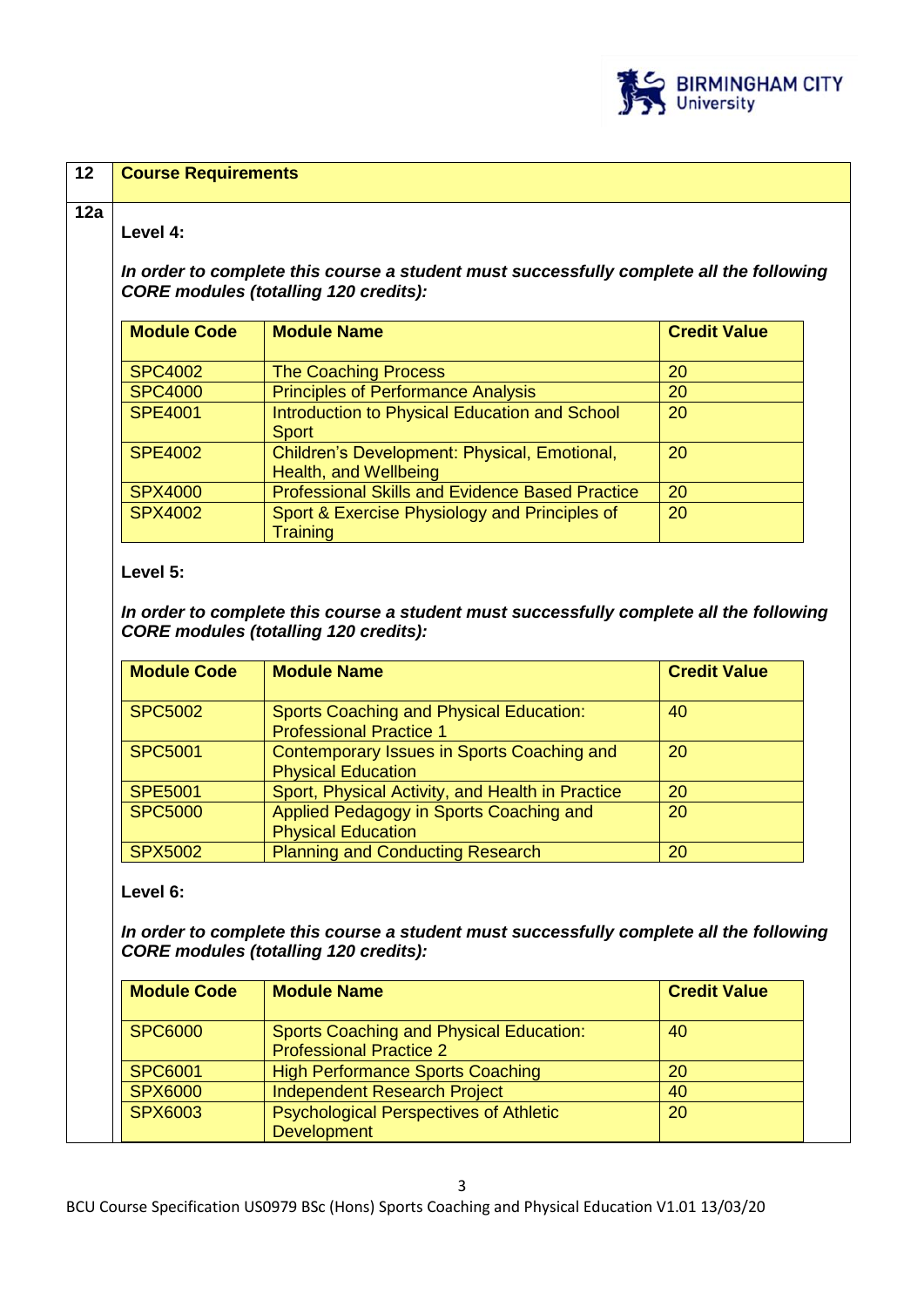| 12 | **Course Requirements** |
|---|---|

**12a**

**Level 4:**

***In order to complete this course a student must successfully complete all the following CORE modules (totalling 120 credits):***

| Module Code | Module Name | Credit Value |
|---|---|---|
| SPC4002 | The Coaching Process | 20 |
| SPC4000 | Principles of Performance Analysis | 20 |
| SPE4001 | Introduction to Physical Education and School Sport | 20 |
| SPE4002 | Children's Development: Physical, Emotional, Health, and Wellbeing | 20 |
| SPX4000 | Professional Skills and Evidence Based Practice | 20 |
| SPX4002 | Sport & Exercise Physiology and Principles of Training | 20 |

**Level 5:**

***In order to complete this course a student must successfully complete all the following CORE modules (totalling 120 credits):***

| Module Code | Module Name | Credit Value |
|---|---|---|
| SPC5002 | Sports Coaching and Physical Education: Professional Practice 1 | 40 |
| SPC5001 | Contemporary Issues in Sports Coaching and Physical Education | 20 |
| SPE5001 | Sport, Physical Activity, and Health in Practice | 20 |
| SPC5000 | Applied Pedagogy in Sports Coaching and Physical Education | 20 |
| SPX5002 | Planning and Conducting Research | 20 |

**Level 6:**

***In order to complete this course a student must successfully complete all the following CORE modules (totalling 120 credits):***

| Module Code | Module Name | Credit Value |
|---|---|---|
| SPC6000 | Sports Coaching and Physical Education: Professional Practice 2 | 40 |
| SPC6001 | High Performance Sports Coaching | 20 |
| SPX6000 | Independent Research Project | 40 |
| SPX6003 | Psychological Perspectives of Athletic Development | 20 |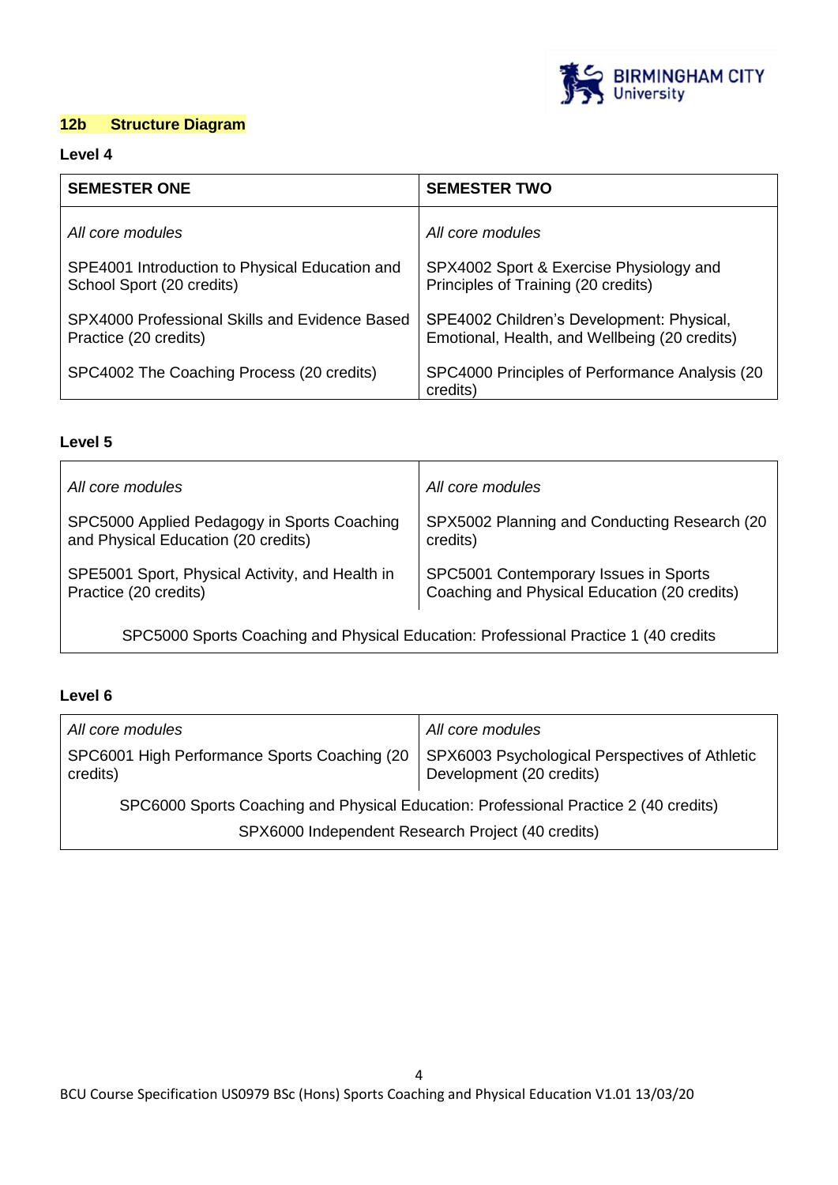## 12b Structure Diagram

### Level 4

| SEMESTER ONE | SEMESTER TWO |
| --- | --- |
| *All core modules* | *All core modules* |
| SPE4001 Introduction to Physical Education and School Sport (20 credits) | SPX4002 Sport & Exercise Physiology and Principles of Training (20 credits) |
| SPX4000 Professional Skills and Evidence Based Practice (20 credits) | SPE4002 Children's Development: Physical, Emotional, Health, and Wellbeing (20 credits) |
| SPC4002 The Coaching Process (20 credits) | SPC4000 Principles of Performance Analysis (20 credits) |

### Level 5

| | |
| --- | --- |
| *All core modules* | *All core modules* |
| SPC5000 Applied Pedagogy in Sports Coaching and Physical Education (20 credits) | SPX5002 Planning and Conducting Research (20 credits) |
| SPE5001 Sport, Physical Activity, and Health in Practice (20 credits) | SPC5001 Contemporary Issues in Sports Coaching and Physical Education (20 credits) |
| SPC5000 Sports Coaching and Physical Education: Professional Practice 1 (40 credits | |

### Level 6

| | |
| --- | --- |
| *All core modules* | *All core modules* |
| SPC6001 High Performance Sports Coaching (20 credits) | SPX6003 Psychological Perspectives of Athletic Development (20 credits) |
| SPC6000 Sports Coaching and Physical Education: Professional Practice 2 (40 credits) | |
| SPX6000 Independent Research Project (40 credits) | |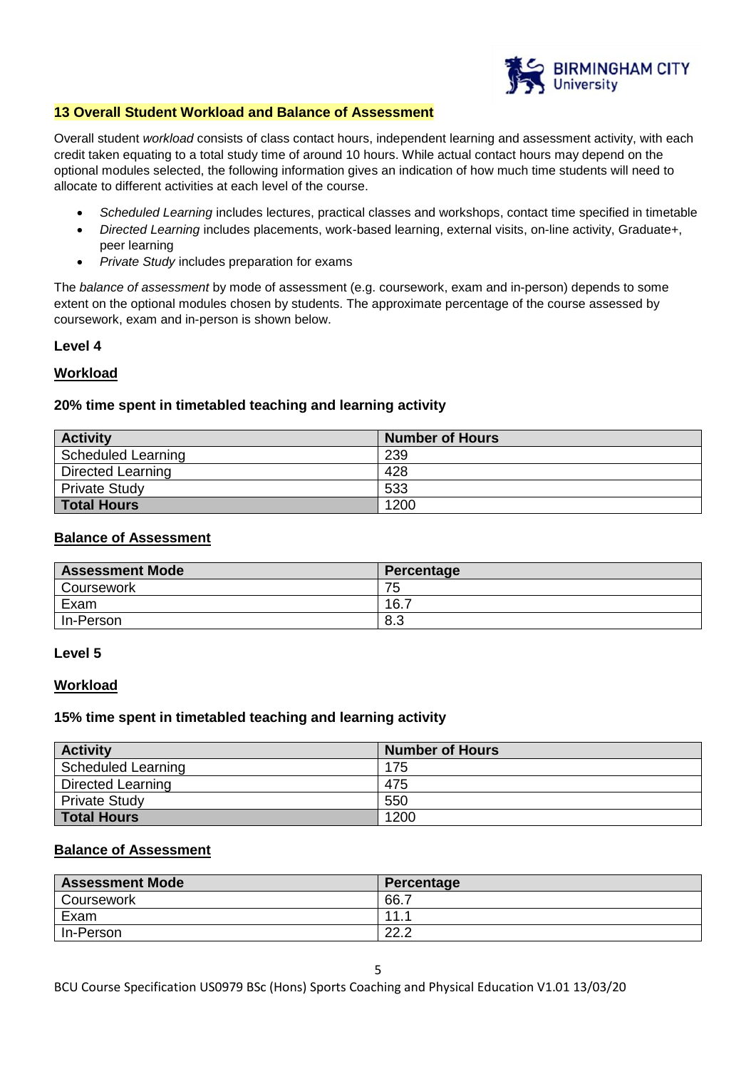## 13 Overall Student Workload and Balance of Assessment

Overall student *workload* consists of class contact hours, independent learning and assessment activity, with each credit taken equating to a total study time of around 10 hours. While actual contact hours may depend on the optional modules selected, the following information gives an indication of how much time students will need to allocate to different activities at each level of the course.

- *Scheduled Learning* includes lectures, practical classes and workshops, contact time specified in timetable
- *Directed Learning* includes placements, work-based learning, external visits, on-line activity, Graduate+, peer learning
- *Private Study* includes preparation for exams

The *balance of assessment* by mode of assessment (e.g. coursework, exam and in-person) depends to some extent on the optional modules chosen by students. The approximate percentage of the course assessed by coursework, exam and in-person is shown below.

### Level 4

#### Workload

**20% time spent in timetabled teaching and learning activity**

| Activity | Number of Hours |
|---|---|
| Scheduled Learning | 239 |
| Directed Learning | 428 |
| Private Study | 533 |
| **Total Hours** | 1200 |

#### Balance of Assessment

| Assessment Mode | Percentage |
|---|---|
| Coursework | 75 |
| Exam | 16.7 |
| In-Person | 8.3 |

### Level 5

#### Workload

**15% time spent in timetabled teaching and learning activity**

| Activity | Number of Hours |
|---|---|
| Scheduled Learning | 175 |
| Directed Learning | 475 |
| Private Study | 550 |
| **Total Hours** | 1200 |

#### Balance of Assessment

| Assessment Mode | Percentage |
|---|---|
| Coursework | 66.7 |
| Exam | 11.1 |
| In-Person | 22.2 |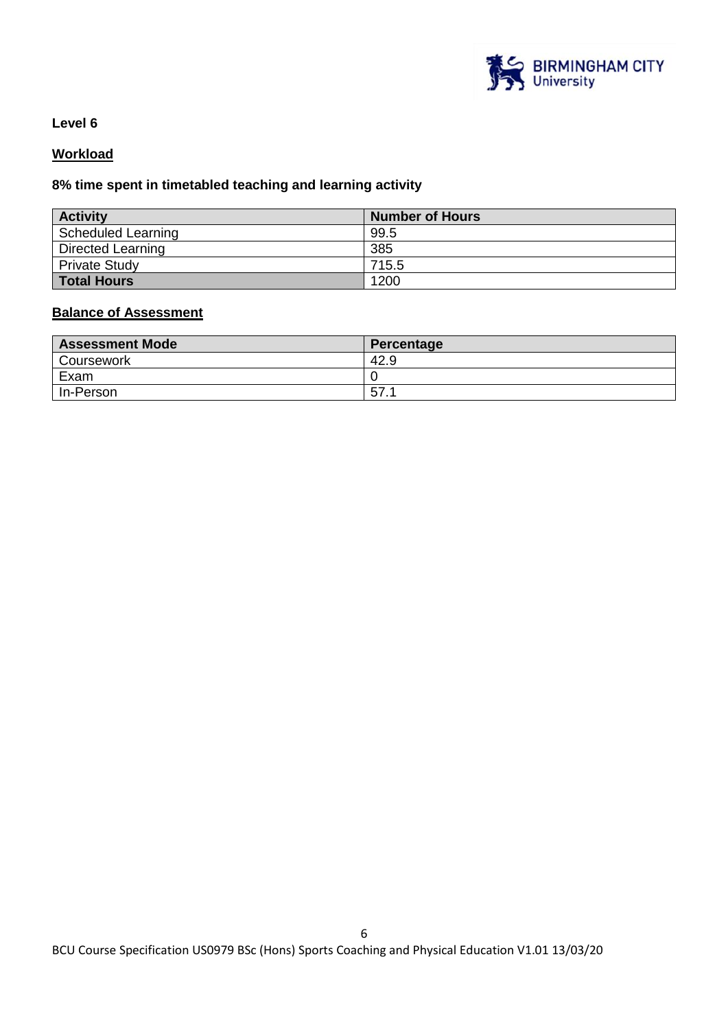**Level 6**

## Workload

**8% time spent in timetabled teaching and learning activity**

| Activity | Number of Hours |
| --- | --- |
| Scheduled Learning | 99.5 |
| Directed Learning | 385 |
| Private Study | 715.5 |
| **Total Hours** | 1200 |

## Balance of Assessment

| Assessment Mode | Percentage |
| --- | --- |
| Coursework | 42.9 |
| Exam | 0 |
| In-Person | 57.1 |